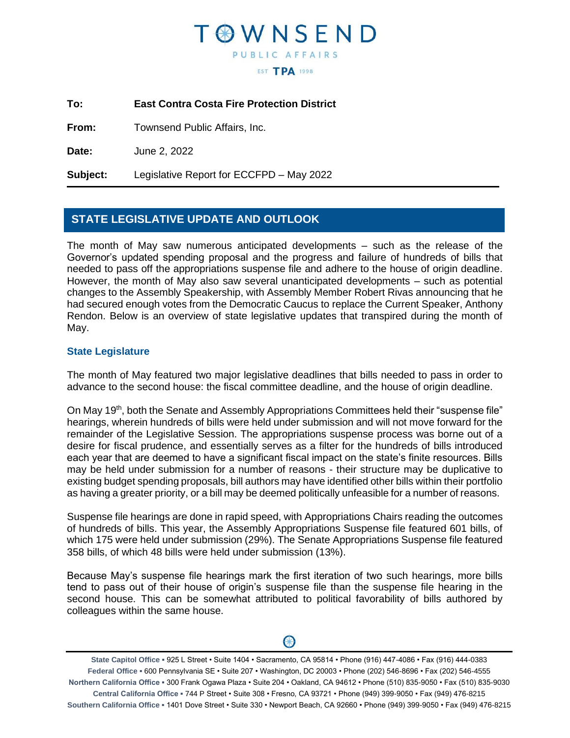# TOWNSEND PUBLIC AFFAIRS

EST TPA 1998

**To:** **East Contra Costa Fire Protection District**

**From:** Townsend Public Affairs, Inc.

**Date:** June 2, 2022

**Subject:** Legislative Report for ECCFPD – May 2022

## STATE LEGISLATIVE UPDATE AND OUTLOOK

The month of May saw numerous anticipated developments – such as the release of the Governor's updated spending proposal and the progress and failure of hundreds of bills that needed to pass off the appropriations suspense file and adhere to the house of origin deadline. However, the month of May also saw several unanticipated developments – such as potential changes to the Assembly Speakership, with Assembly Member Robert Rivas announcing that he had secured enough votes from the Democratic Caucus to replace the Current Speaker, Anthony Rendon. Below is an overview of state legislative updates that transpired during the month of May.

### State Legislature

The month of May featured two major legislative deadlines that bills needed to pass in order to advance to the second house: the fiscal committee deadline, and the house of origin deadline.

On May 19th, both the Senate and Assembly Appropriations Committees held their "suspense file" hearings, wherein hundreds of bills were held under submission and will not move forward for the remainder of the Legislative Session. The appropriations suspense process was borne out of a desire for fiscal prudence, and essentially serves as a filter for the hundreds of bills introduced each year that are deemed to have a significant fiscal impact on the state's finite resources. Bills may be held under submission for a number of reasons - their structure may be duplicative to existing budget spending proposals, bill authors may have identified other bills within their portfolio as having a greater priority, or a bill may be deemed politically unfeasible for a number of reasons.

Suspense file hearings are done in rapid speed, with Appropriations Chairs reading the outcomes of hundreds of bills. This year, the Assembly Appropriations Suspense file featured 601 bills, of which 175 were held under submission (29%). The Senate Appropriations Suspense file featured 358 bills, of which 48 bills were held under submission (13%).

Because May's suspense file hearings mark the first iteration of two such hearings, more bills tend to pass out of their house of origin's suspense file than the suspense file hearing in the second house. This can be somewhat attributed to political favorability of bills authored by colleagues within the same house.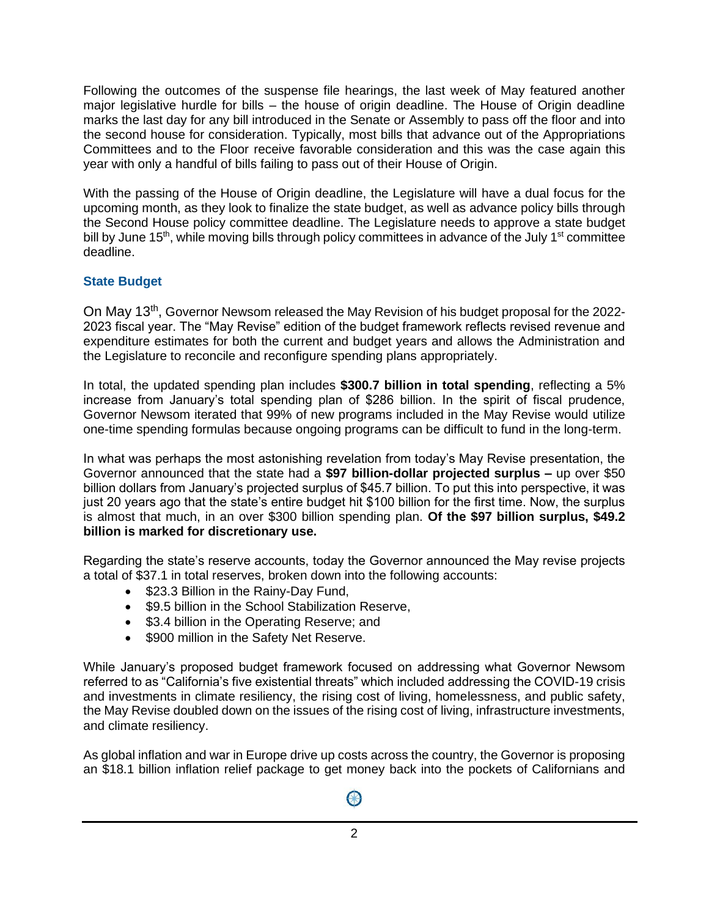Following the outcomes of the suspense file hearings, the last week of May featured another major legislative hurdle for bills – the house of origin deadline. The House of Origin deadline marks the last day for any bill introduced in the Senate or Assembly to pass off the floor and into the second house for consideration. Typically, most bills that advance out of the Appropriations Committees and to the Floor receive favorable consideration and this was the case again this year with only a handful of bills failing to pass out of their House of Origin.

With the passing of the House of Origin deadline, the Legislature will have a dual focus for the upcoming month, as they look to finalize the state budget, as well as advance policy bills through the Second House policy committee deadline. The Legislature needs to approve a state budget bill by June 15th, while moving bills through policy committees in advance of the July 1st committee deadline.

### State Budget

On May 13th, Governor Newsom released the May Revision of his budget proposal for the 2022-2023 fiscal year. The "May Revise" edition of the budget framework reflects revised revenue and expenditure estimates for both the current and budget years and allows the Administration and the Legislature to reconcile and reconfigure spending plans appropriately.

In total, the updated spending plan includes **$300.7 billion in total spending**, reflecting a 5% increase from January's total spending plan of $286 billion. In the spirit of fiscal prudence, Governor Newsom iterated that 99% of new programs included in the May Revise would utilize one-time spending formulas because ongoing programs can be difficult to fund in the long-term.

In what was perhaps the most astonishing revelation from today's May Revise presentation, the Governor announced that the state had a **$97 billion-dollar projected surplus –** up over $50 billion dollars from January's projected surplus of $45.7 billion. To put this into perspective, it was just 20 years ago that the state's entire budget hit $100 billion for the first time. Now, the surplus is almost that much, in an over $300 billion spending plan. **Of the $97 billion surplus, $49.2 billion is marked for discretionary use.**

Regarding the state's reserve accounts, today the Governor announced the May revise projects a total of $37.1 in total reserves, broken down into the following accounts:

- $23.3 Billion in the Rainy-Day Fund,
- $9.5 billion in the School Stabilization Reserve,
- $3.4 billion in the Operating Reserve; and
- $900 million in the Safety Net Reserve.

While January's proposed budget framework focused on addressing what Governor Newsom referred to as "California's five existential threats" which included addressing the COVID-19 crisis and investments in climate resiliency, the rising cost of living, homelessness, and public safety, the May Revise doubled down on the issues of the rising cost of living, infrastructure investments, and climate resiliency.

As global inflation and war in Europe drive up costs across the country, the Governor is proposing an $18.1 billion inflation relief package to get money back into the pockets of Californians and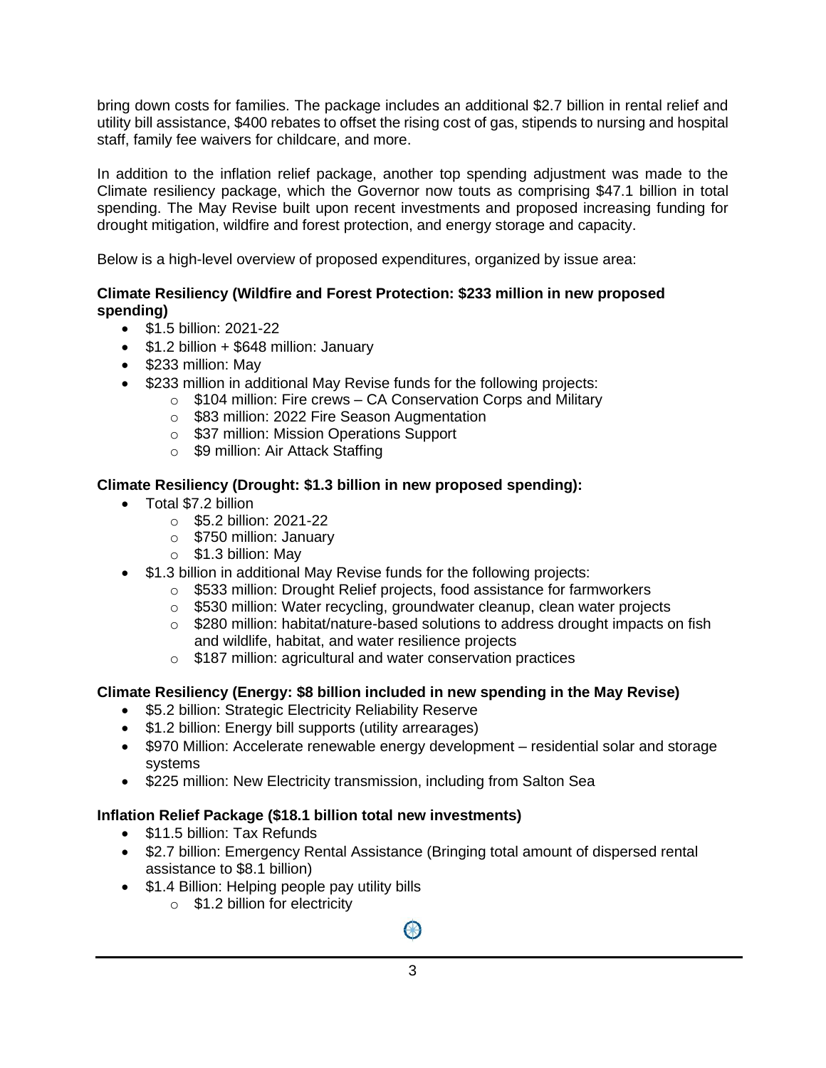bring down costs for families. The package includes an additional $2.7 billion in rental relief and utility bill assistance, $400 rebates to offset the rising cost of gas, stipends to nursing and hospital staff, family fee waivers for childcare, and more.

In addition to the inflation relief package, another top spending adjustment was made to the Climate resiliency package, which the Governor now touts as comprising $47.1 billion in total spending. The May Revise built upon recent investments and proposed increasing funding for drought mitigation, wildfire and forest protection, and energy storage and capacity.

Below is a high-level overview of proposed expenditures, organized by issue area:

**Climate Resiliency (Wildfire and Forest Protection: $233 million in new proposed spending)**

- $1.5 billion: 2021-22
- $1.2 billion + $648 million: January
- $233 million: May
- $233 million in additional May Revise funds for the following projects:
  - $104 million: Fire crews – CA Conservation Corps and Military
  - $83 million: 2022 Fire Season Augmentation
  - $37 million: Mission Operations Support
  - $9 million: Air Attack Staffing

**Climate Resiliency (Drought: $1.3 billion in new proposed spending):**

- Total $7.2 billion
  - $5.2 billion: 2021-22
  - $750 million: January
  - $1.3 billion: May
- $1.3 billion in additional May Revise funds for the following projects:
  - $533 million: Drought Relief projects, food assistance for farmworkers
  - $530 million: Water recycling, groundwater cleanup, clean water projects
  - $280 million: habitat/nature-based solutions to address drought impacts on fish and wildlife, habitat, and water resilience projects
  - $187 million: agricultural and water conservation practices

**Climate Resiliency (Energy: $8 billion included in new spending in the May Revise)**

- $5.2 billion: Strategic Electricity Reliability Reserve
- $1.2 billion: Energy bill supports (utility arrearages)
- $970 Million: Accelerate renewable energy development – residential solar and storage systems
- $225 million: New Electricity transmission, including from Salton Sea

**Inflation Relief Package ($18.1 billion total new investments)**

- $11.5 billion: Tax Refunds
- $2.7 billion: Emergency Rental Assistance (Bringing total amount of dispersed rental assistance to $8.1 billion)
- $1.4 Billion: Helping people pay utility bills
  - $1.2 billion for electricity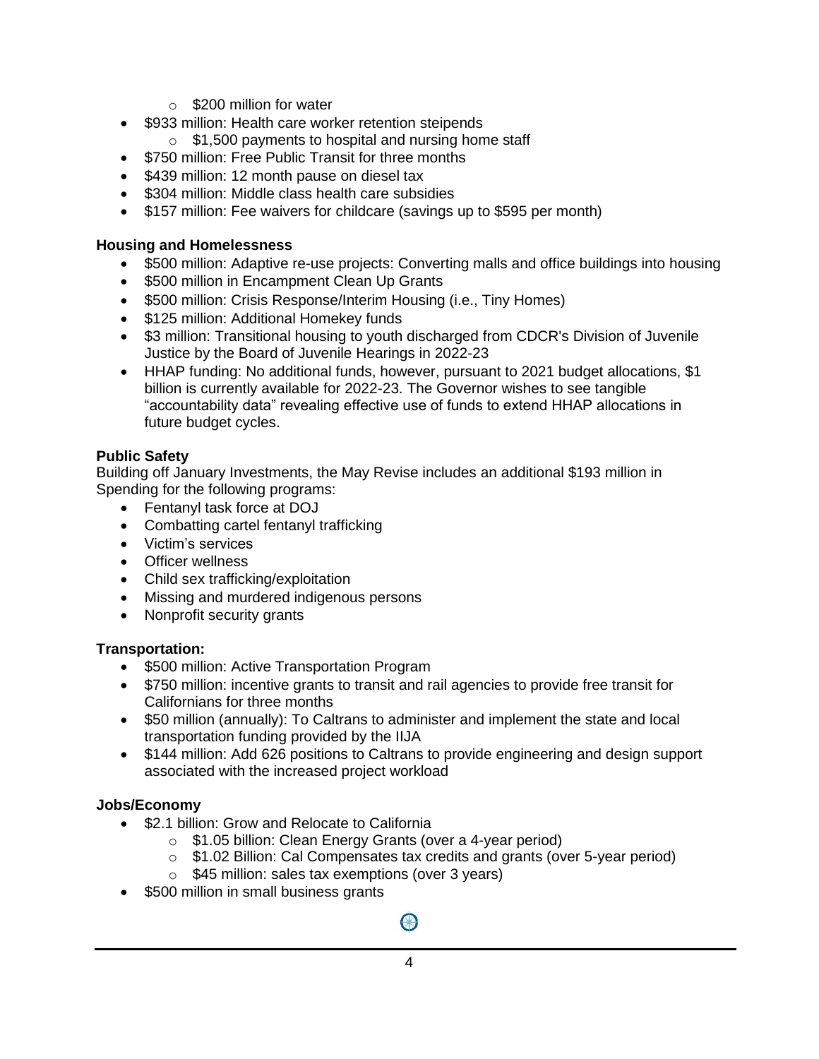- $200 million for water
- $933 million: Health care worker retention steipends
    - $1,500 payments to hospital and nursing home staff
- $750 million: Free Public Transit for three months
- $439 million: 12 month pause on diesel tax
- $304 million: Middle class health care subsidies
- $157 million: Fee waivers for childcare (savings up to $595 per month)

**Housing and Homelessness**

- $500 million: Adaptive re-use projects: Converting malls and office buildings into housing
- $500 million in Encampment Clean Up Grants
- $500 million: Crisis Response/Interim Housing (i.e., Tiny Homes)
- $125 million: Additional Homekey funds
- $3 million: Transitional housing to youth discharged from CDCR's Division of Juvenile Justice by the Board of Juvenile Hearings in 2022-23
- HHAP funding: No additional funds, however, pursuant to 2021 budget allocations, $1 billion is currently available for 2022-23. The Governor wishes to see tangible "accountability data" revealing effective use of funds to extend HHAP allocations in future budget cycles.

**Public Safety**

Building off January Investments, the May Revise includes an additional $193 million in Spending for the following programs:

- Fentanyl task force at DOJ
- Combatting cartel fentanyl trafficking
- Victim's services
- Officer wellness
- Child sex trafficking/exploitation
- Missing and murdered indigenous persons
- Nonprofit security grants

**Transportation:**

- $500 million: Active Transportation Program
- $750 million: incentive grants to transit and rail agencies to provide free transit for Californians for three months
- $50 million (annually): To Caltrans to administer and implement the state and local transportation funding provided by the IIJA
- $144 million: Add 626 positions to Caltrans to provide engineering and design support associated with the increased project workload

**Jobs/Economy**

- $2.1 billion: Grow and Relocate to California
    - $1.05 billion: Clean Energy Grants (over a 4-year period)
    - $1.02 Billion: Cal Compensates tax credits and grants (over 5-year period)
    - $45 million: sales tax exemptions (over 3 years)
- $500 million in small business grants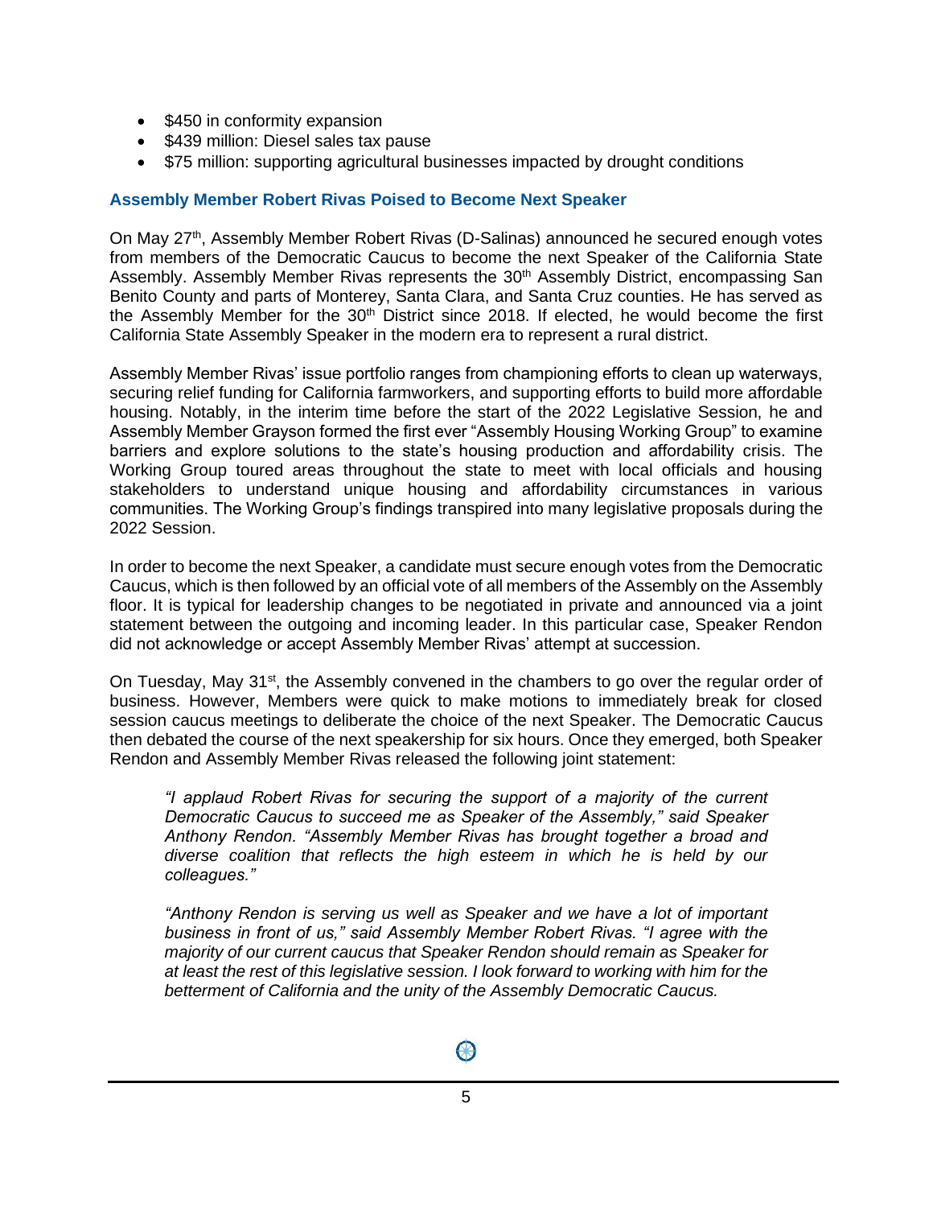- $450 in conformity expansion
- $439 million: Diesel sales tax pause
- $75 million: supporting agricultural businesses impacted by drought conditions

### Assembly Member Robert Rivas Poised to Become Next Speaker

On May 27th, Assembly Member Robert Rivas (D-Salinas) announced he secured enough votes from members of the Democratic Caucus to become the next Speaker of the California State Assembly. Assembly Member Rivas represents the 30th Assembly District, encompassing San Benito County and parts of Monterey, Santa Clara, and Santa Cruz counties. He has served as the Assembly Member for the 30th District since 2018. If elected, he would become the first California State Assembly Speaker in the modern era to represent a rural district.

Assembly Member Rivas' issue portfolio ranges from championing efforts to clean up waterways, securing relief funding for California farmworkers, and supporting efforts to build more affordable housing. Notably, in the interim time before the start of the 2022 Legislative Session, he and Assembly Member Grayson formed the first ever "Assembly Housing Working Group" to examine barriers and explore solutions to the state's housing production and affordability crisis. The Working Group toured areas throughout the state to meet with local officials and housing stakeholders to understand unique housing and affordability circumstances in various communities. The Working Group's findings transpired into many legislative proposals during the 2022 Session.

In order to become the next Speaker, a candidate must secure enough votes from the Democratic Caucus, which is then followed by an official vote of all members of the Assembly on the Assembly floor. It is typical for leadership changes to be negotiated in private and announced via a joint statement between the outgoing and incoming leader. In this particular case, Speaker Rendon did not acknowledge or accept Assembly Member Rivas' attempt at succession.

On Tuesday, May 31st, the Assembly convened in the chambers to go over the regular order of business. However, Members were quick to make motions to immediately break for closed session caucus meetings to deliberate the choice of the next Speaker. The Democratic Caucus then debated the course of the next speakership for six hours. Once they emerged, both Speaker Rendon and Assembly Member Rivas released the following joint statement:

> *"I applaud Robert Rivas for securing the support of a majority of the current Democratic Caucus to succeed me as Speaker of the Assembly," said Speaker Anthony Rendon. "Assembly Member Rivas has brought together a broad and diverse coalition that reflects the high esteem in which he is held by our colleagues."*
>
> *"Anthony Rendon is serving us well as Speaker and we have a lot of important business in front of us," said Assembly Member Robert Rivas. "I agree with the majority of our current caucus that Speaker Rendon should remain as Speaker for at least the rest of this legislative session. I look forward to working with him for the betterment of California and the unity of the Assembly Democratic Caucus.*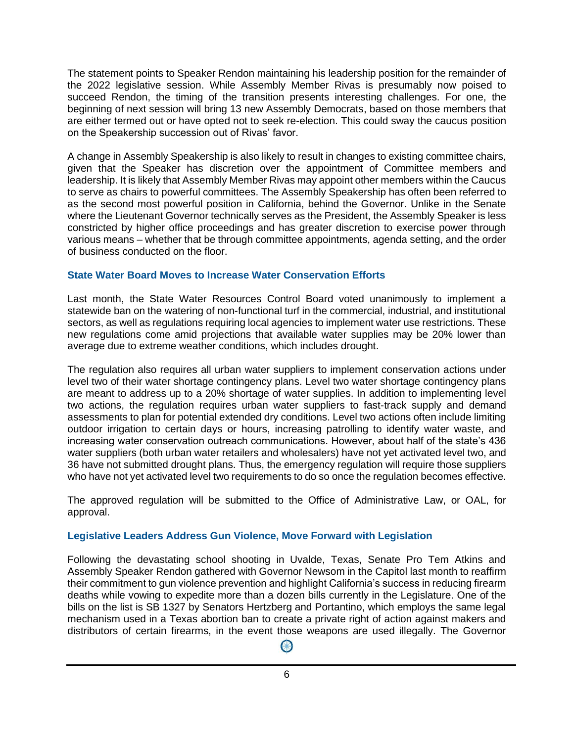The statement points to Speaker Rendon maintaining his leadership position for the remainder of the 2022 legislative session. While Assembly Member Rivas is presumably now poised to succeed Rendon, the timing of the transition presents interesting challenges. For one, the beginning of next session will bring 13 new Assembly Democrats, based on those members that are either termed out or have opted not to seek re-election. This could sway the caucus position on the Speakership succession out of Rivas' favor.

A change in Assembly Speakership is also likely to result in changes to existing committee chairs, given that the Speaker has discretion over the appointment of Committee members and leadership. It is likely that Assembly Member Rivas may appoint other members within the Caucus to serve as chairs to powerful committees. The Assembly Speakership has often been referred to as the second most powerful position in California, behind the Governor. Unlike in the Senate where the Lieutenant Governor technically serves as the President, the Assembly Speaker is less constricted by higher office proceedings and has greater discretion to exercise power through various means – whether that be through committee appointments, agenda setting, and the order of business conducted on the floor.

### State Water Board Moves to Increase Water Conservation Efforts

Last month, the State Water Resources Control Board voted unanimously to implement a statewide ban on the watering of non-functional turf in the commercial, industrial, and institutional sectors, as well as regulations requiring local agencies to implement water use restrictions. These new regulations come amid projections that available water supplies may be 20% lower than average due to extreme weather conditions, which includes drought.

The regulation also requires all urban water suppliers to implement conservation actions under level two of their water shortage contingency plans. Level two water shortage contingency plans are meant to address up to a 20% shortage of water supplies. In addition to implementing level two actions, the regulation requires urban water suppliers to fast-track supply and demand assessments to plan for potential extended dry conditions. Level two actions often include limiting outdoor irrigation to certain days or hours, increasing patrolling to identify water waste, and increasing water conservation outreach communications. However, about half of the state's 436 water suppliers (both urban water retailers and wholesalers) have not yet activated level two, and 36 have not submitted drought plans. Thus, the emergency regulation will require those suppliers who have not yet activated level two requirements to do so once the regulation becomes effective.

The approved regulation will be submitted to the Office of Administrative Law, or OAL, for approval.

### Legislative Leaders Address Gun Violence, Move Forward with Legislation

Following the devastating school shooting in Uvalde, Texas, Senate Pro Tem Atkins and Assembly Speaker Rendon gathered with Governor Newsom in the Capitol last month to reaffirm their commitment to gun violence prevention and highlight California's success in reducing firearm deaths while vowing to expedite more than a dozen bills currently in the Legislature. One of the bills on the list is SB 1327 by Senators Hertzberg and Portantino, which employs the same legal mechanism used in a Texas abortion ban to create a private right of action against makers and distributors of certain firearms, in the event those weapons are used illegally. The Governor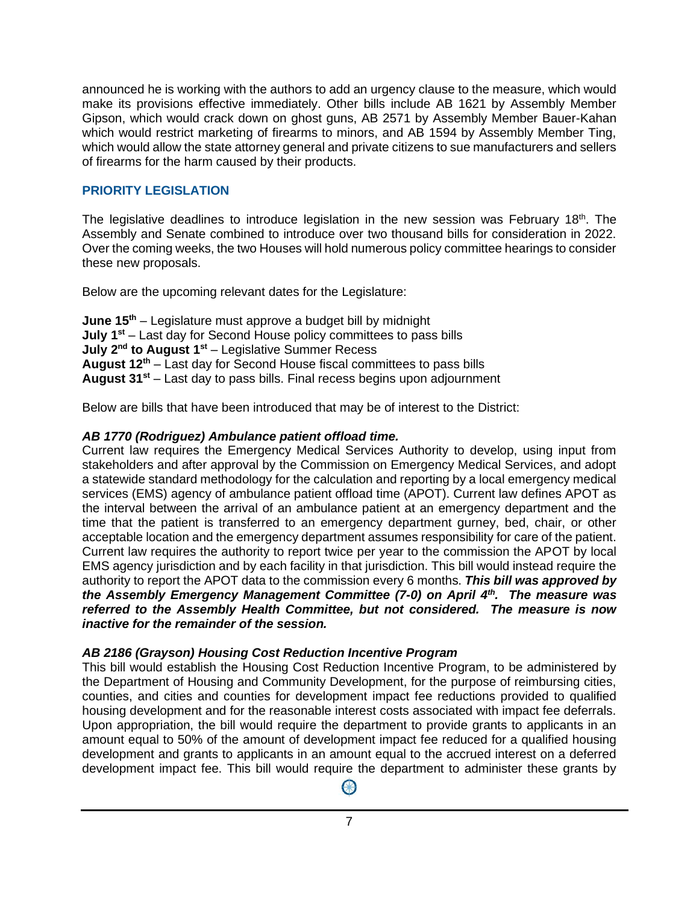announced he is working with the authors to add an urgency clause to the measure, which would make its provisions effective immediately. Other bills include AB 1621 by Assembly Member Gipson, which would crack down on ghost guns, AB 2571 by Assembly Member Bauer-Kahan which would restrict marketing of firearms to minors, and AB 1594 by Assembly Member Ting, which would allow the state attorney general and private citizens to sue manufacturers and sellers of firearms for the harm caused by their products.

## PRIORITY LEGISLATION

The legislative deadlines to introduce legislation in the new session was February 18th. The Assembly and Senate combined to introduce over two thousand bills for consideration in 2022. Over the coming weeks, the two Houses will hold numerous policy committee hearings to consider these new proposals.

Below are the upcoming relevant dates for the Legislature:

**June 15th** – Legislature must approve a budget bill by midnight
**July 1st** – Last day for Second House policy committees to pass bills
**July 2nd to August 1st** – Legislative Summer Recess
**August 12th** – Last day for Second House fiscal committees to pass bills
**August 31st** – Last day to pass bills. Final recess begins upon adjournment

Below are bills that have been introduced that may be of interest to the District:

***AB 1770 (Rodriguez) Ambulance patient offload time.***
Current law requires the Emergency Medical Services Authority to develop, using input from stakeholders and after approval by the Commission on Emergency Medical Services, and adopt a statewide standard methodology for the calculation and reporting by a local emergency medical services (EMS) agency of ambulance patient offload time (APOT). Current law defines APOT as the interval between the arrival of an ambulance patient at an emergency department and the time that the patient is transferred to an emergency department gurney, bed, chair, or other acceptable location and the emergency department assumes responsibility for care of the patient. Current law requires the authority to report twice per year to the commission the APOT by local EMS agency jurisdiction and by each facility in that jurisdiction. This bill would instead require the authority to report the APOT data to the commission every 6 months. ***This bill was approved by the Assembly Emergency Management Committee (7-0) on April 4th. The measure was referred to the Assembly Health Committee, but not considered. The measure is now inactive for the remainder of the session.***

***AB 2186 (Grayson) Housing Cost Reduction Incentive Program***
This bill would establish the Housing Cost Reduction Incentive Program, to be administered by the Department of Housing and Community Development, for the purpose of reimbursing cities, counties, and cities and counties for development impact fee reductions provided to qualified housing development and for the reasonable interest costs associated with impact fee deferrals. Upon appropriation, the bill would require the department to provide grants to applicants in an amount equal to 50% of the amount of development impact fee reduced for a qualified housing development and grants to applicants in an amount equal to the accrued interest on a deferred development impact fee. This bill would require the department to administer these grants by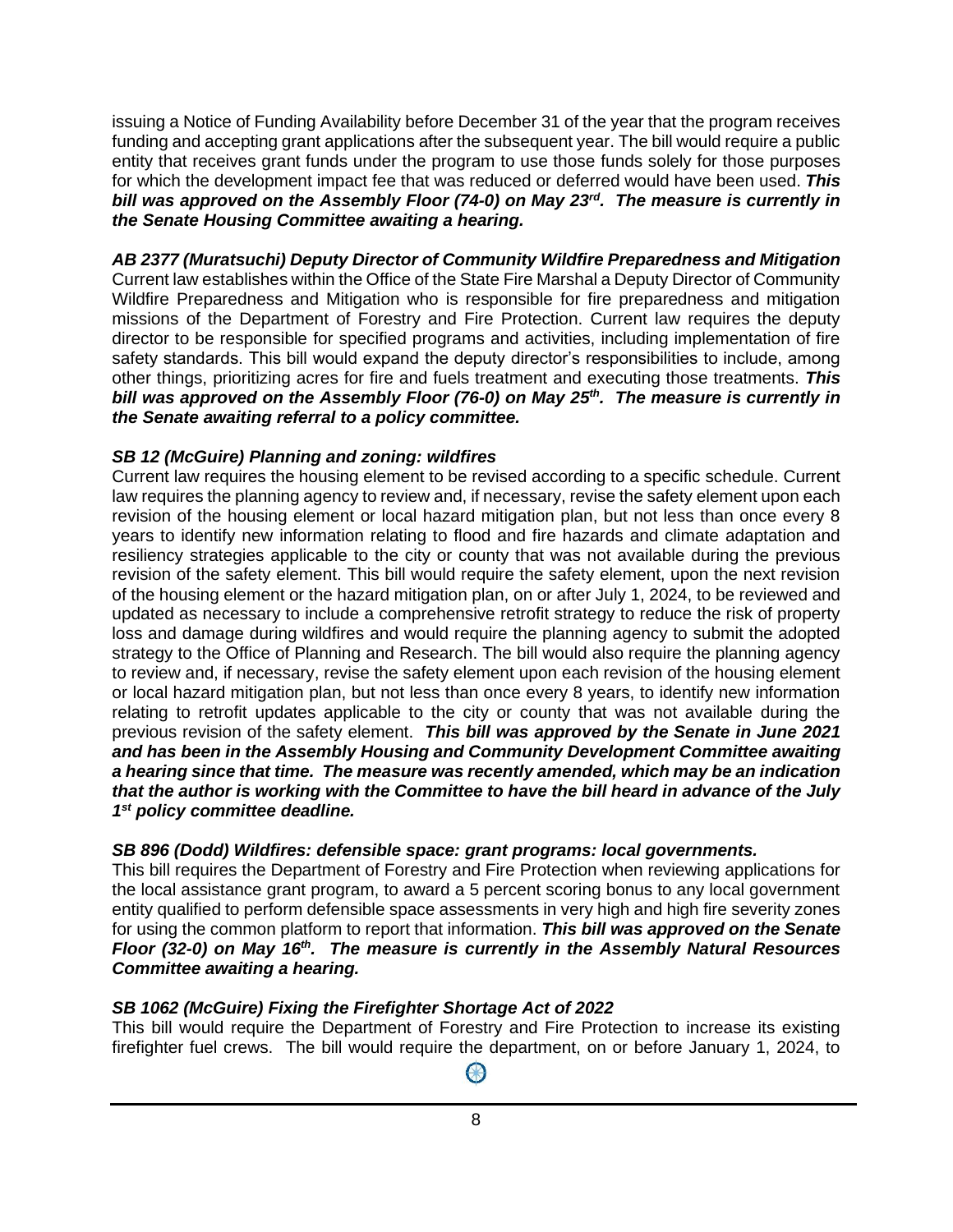issuing a Notice of Funding Availability before December 31 of the year that the program receives funding and accepting grant applications after the subsequent year. The bill would require a public entity that receives grant funds under the program to use those funds solely for those purposes for which the development impact fee that was reduced or deferred would have been used. ***This bill was approved on the Assembly Floor (74-0) on May 23rd. The measure is currently in the Senate Housing Committee awaiting a hearing.***

***AB 2377 (Muratsuchi) Deputy Director of Community Wildfire Preparedness and Mitigation***
Current law establishes within the Office of the State Fire Marshal a Deputy Director of Community Wildfire Preparedness and Mitigation who is responsible for fire preparedness and mitigation missions of the Department of Forestry and Fire Protection. Current law requires the deputy director to be responsible for specified programs and activities, including implementation of fire safety standards. This bill would expand the deputy director's responsibilities to include, among other things, prioritizing acres for fire and fuels treatment and executing those treatments. ***This bill was approved on the Assembly Floor (76-0) on May 25th. The measure is currently in the Senate awaiting referral to a policy committee.***

***SB 12 (McGuire) Planning and zoning: wildfires***
Current law requires the housing element to be revised according to a specific schedule. Current law requires the planning agency to review and, if necessary, revise the safety element upon each revision of the housing element or local hazard mitigation plan, but not less than once every 8 years to identify new information relating to flood and fire hazards and climate adaptation and resiliency strategies applicable to the city or county that was not available during the previous revision of the safety element. This bill would require the safety element, upon the next revision of the housing element or the hazard mitigation plan, on or after July 1, 2024, to be reviewed and updated as necessary to include a comprehensive retrofit strategy to reduce the risk of property loss and damage during wildfires and would require the planning agency to submit the adopted strategy to the Office of Planning and Research. The bill would also require the planning agency to review and, if necessary, revise the safety element upon each revision of the housing element or local hazard mitigation plan, but not less than once every 8 years, to identify new information relating to retrofit updates applicable to the city or county that was not available during the previous revision of the safety element. ***This bill was approved by the Senate in June 2021 and has been in the Assembly Housing and Community Development Committee awaiting a hearing since that time. The measure was recently amended, which may be an indication that the author is working with the Committee to have the bill heard in advance of the July 1st policy committee deadline.***

***SB 896 (Dodd) Wildfires: defensible space: grant programs: local governments.***
This bill requires the Department of Forestry and Fire Protection when reviewing applications for the local assistance grant program, to award a 5 percent scoring bonus to any local government entity qualified to perform defensible space assessments in very high and high fire severity zones for using the common platform to report that information. ***This bill was approved on the Senate Floor (32-0) on May 16th. The measure is currently in the Assembly Natural Resources Committee awaiting a hearing.***

***SB 1062 (McGuire) Fixing the Firefighter Shortage Act of 2022***
This bill would require the Department of Forestry and Fire Protection to increase its existing firefighter fuel crews. The bill would require the department, on or before January 1, 2024, to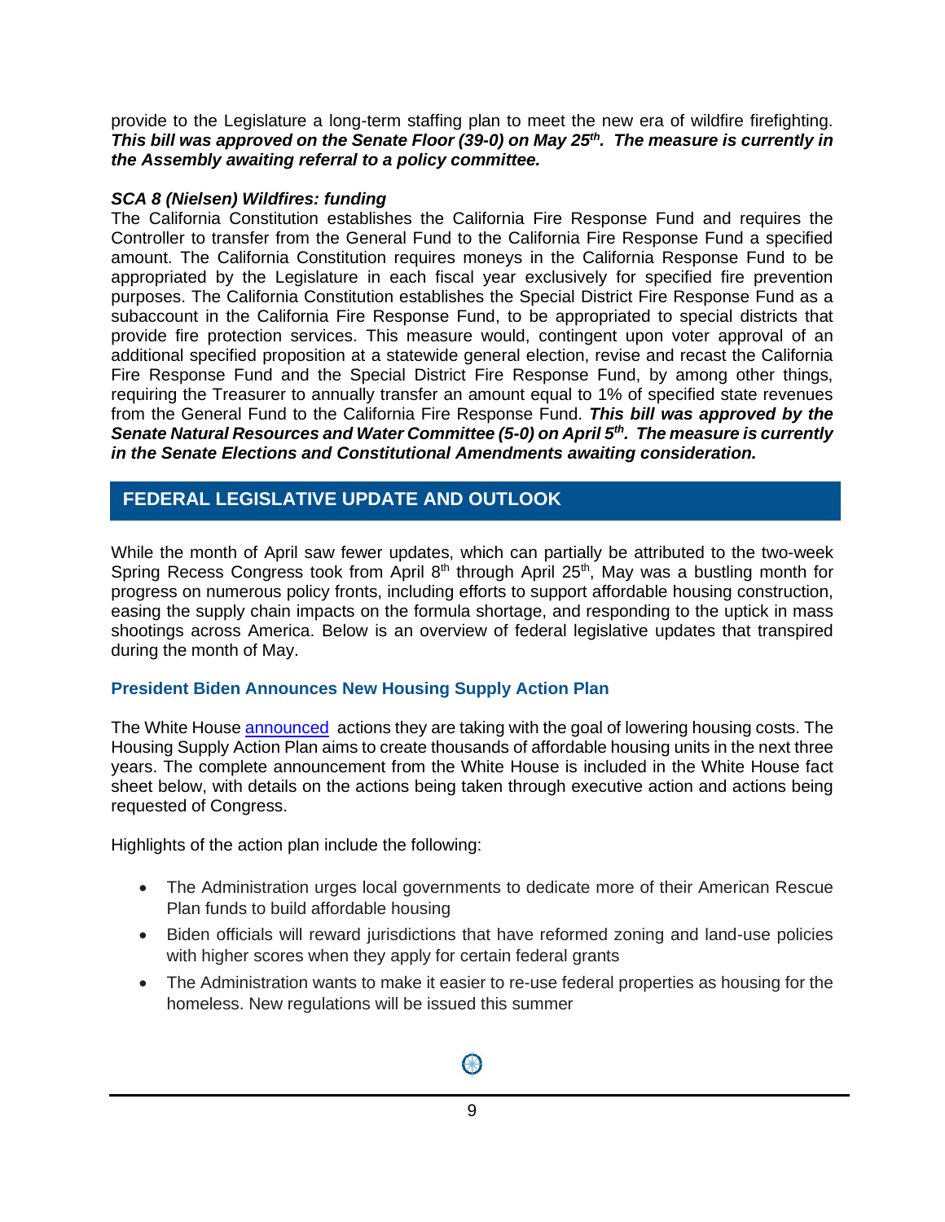provide to the Legislature a long-term staffing plan to meet the new era of wildfire firefighting. ***This bill was approved on the Senate Floor (39-0) on May 25th. The measure is currently in the Assembly awaiting referral to a policy committee.***

***SCA 8 (Nielsen) Wildfires: funding***

The California Constitution establishes the California Fire Response Fund and requires the Controller to transfer from the General Fund to the California Fire Response Fund a specified amount. The California Constitution requires moneys in the California Response Fund to be appropriated by the Legislature in each fiscal year exclusively for specified fire prevention purposes. The California Constitution establishes the Special District Fire Response Fund as a subaccount in the California Fire Response Fund, to be appropriated to special districts that provide fire protection services. This measure would, contingent upon voter approval of an additional specified proposition at a statewide general election, revise and recast the California Fire Response Fund and the Special District Fire Response Fund, by among other things, requiring the Treasurer to annually transfer an amount equal to 1% of specified state revenues from the General Fund to the California Fire Response Fund. ***This bill was approved by the Senate Natural Resources and Water Committee (5-0) on April 5th. The measure is currently in the Senate Elections and Constitutional Amendments awaiting consideration.***

## FEDERAL LEGISLATIVE UPDATE AND OUTLOOK

While the month of April saw fewer updates, which can partially be attributed to the two-week Spring Recess Congress took from April 8th through April 25th, May was a bustling month for progress on numerous policy fronts, including efforts to support affordable housing construction, easing the supply chain impacts on the formula shortage, and responding to the uptick in mass shootings across America. Below is an overview of federal legislative updates that transpired during the month of May.

### President Biden Announces New Housing Supply Action Plan

The White House announced actions they are taking with the goal of lowering housing costs. The Housing Supply Action Plan aims to create thousands of affordable housing units in the next three years. The complete announcement from the White House is included in the White House fact sheet below, with details on the actions being taken through executive action and actions being requested of Congress.

Highlights of the action plan include the following:

- The Administration urges local governments to dedicate more of their American Rescue Plan funds to build affordable housing
- Biden officials will reward jurisdictions that have reformed zoning and land-use policies with higher scores when they apply for certain federal grants
- The Administration wants to make it easier to re-use federal properties as housing for the homeless. New regulations will be issued this summer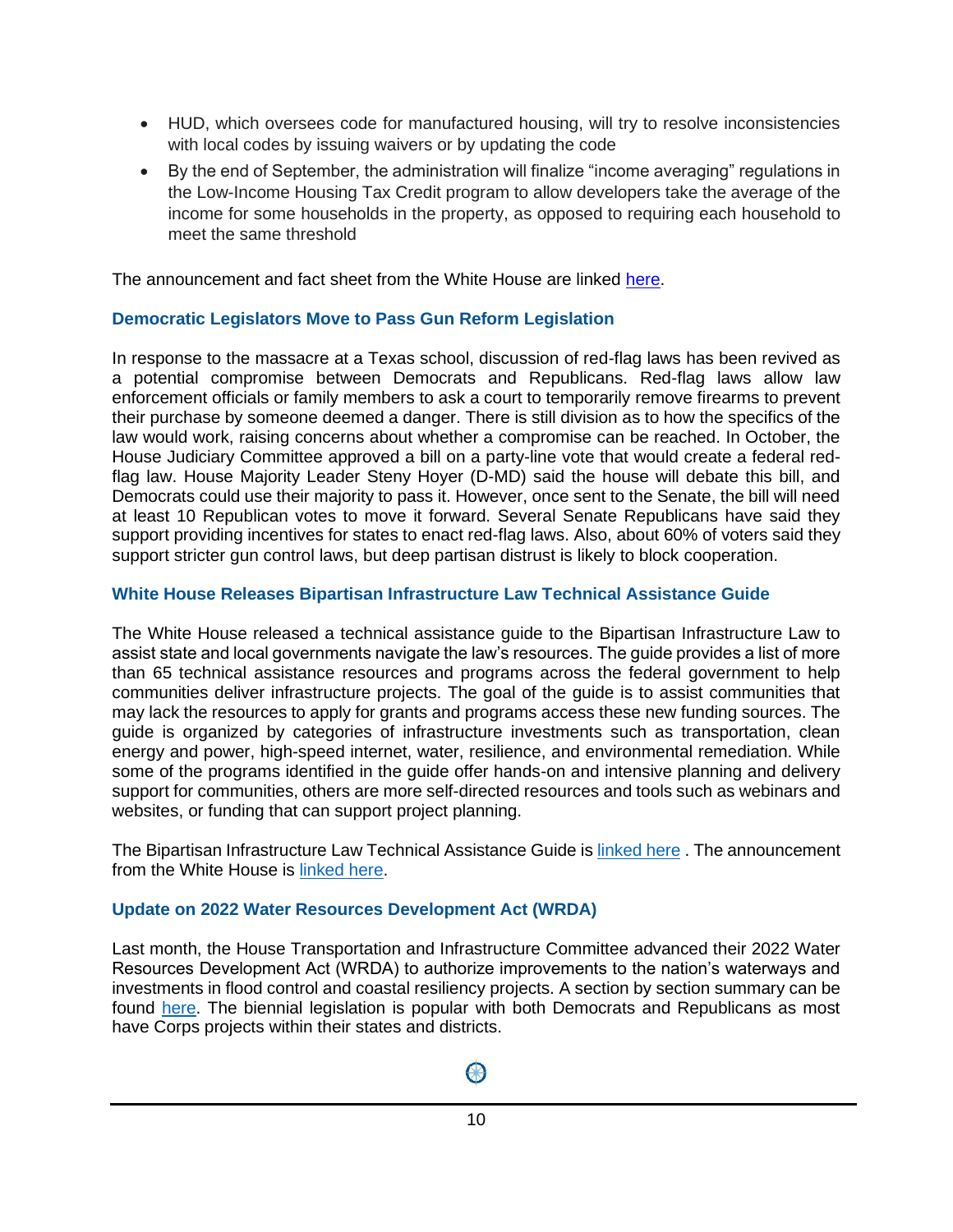- HUD, which oversees code for manufactured housing, will try to resolve inconsistencies with local codes by issuing waivers or by updating the code
- By the end of September, the administration will finalize "income averaging" regulations in the Low-Income Housing Tax Credit program to allow developers take the average of the income for some households in the property, as opposed to requiring each household to meet the same threshold

The announcement and fact sheet from the White House are linked here.

### Democratic Legislators Move to Pass Gun Reform Legislation

In response to the massacre at a Texas school, discussion of red-flag laws has been revived as a potential compromise between Democrats and Republicans. Red-flag laws allow law enforcement officials or family members to ask a court to temporarily remove firearms to prevent their purchase by someone deemed a danger. There is still division as to how the specifics of the law would work, raising concerns about whether a compromise can be reached. In October, the House Judiciary Committee approved a bill on a party-line vote that would create a federal red-flag law. House Majority Leader Steny Hoyer (D-MD) said the house will debate this bill, and Democrats could use their majority to pass it. However, once sent to the Senate, the bill will need at least 10 Republican votes to move it forward. Several Senate Republicans have said they support providing incentives for states to enact red-flag laws. Also, about 60% of voters said they support stricter gun control laws, but deep partisan distrust is likely to block cooperation.

### White House Releases Bipartisan Infrastructure Law Technical Assistance Guide

The White House released a technical assistance guide to the Bipartisan Infrastructure Law to assist state and local governments navigate the law's resources. The guide provides a list of more than 65 technical assistance resources and programs across the federal government to help communities deliver infrastructure projects. The goal of the guide is to assist communities that may lack the resources to apply for grants and programs access these new funding sources. The guide is organized by categories of infrastructure investments such as transportation, clean energy and power, high-speed internet, water, resilience, and environmental remediation. While some of the programs identified in the guide offer hands-on and intensive planning and delivery support for communities, others are more self-directed resources and tools such as webinars and websites, or funding that can support project planning.

The Bipartisan Infrastructure Law Technical Assistance Guide is linked here . The announcement from the White House is linked here.

### Update on 2022 Water Resources Development Act (WRDA)

Last month, the House Transportation and Infrastructure Committee advanced their 2022 Water Resources Development Act (WRDA) to authorize improvements to the nation's waterways and investments in flood control and coastal resiliency projects. A section by section summary can be found here. The biennial legislation is popular with both Democrats and Republicans as most have Corps projects within their states and districts.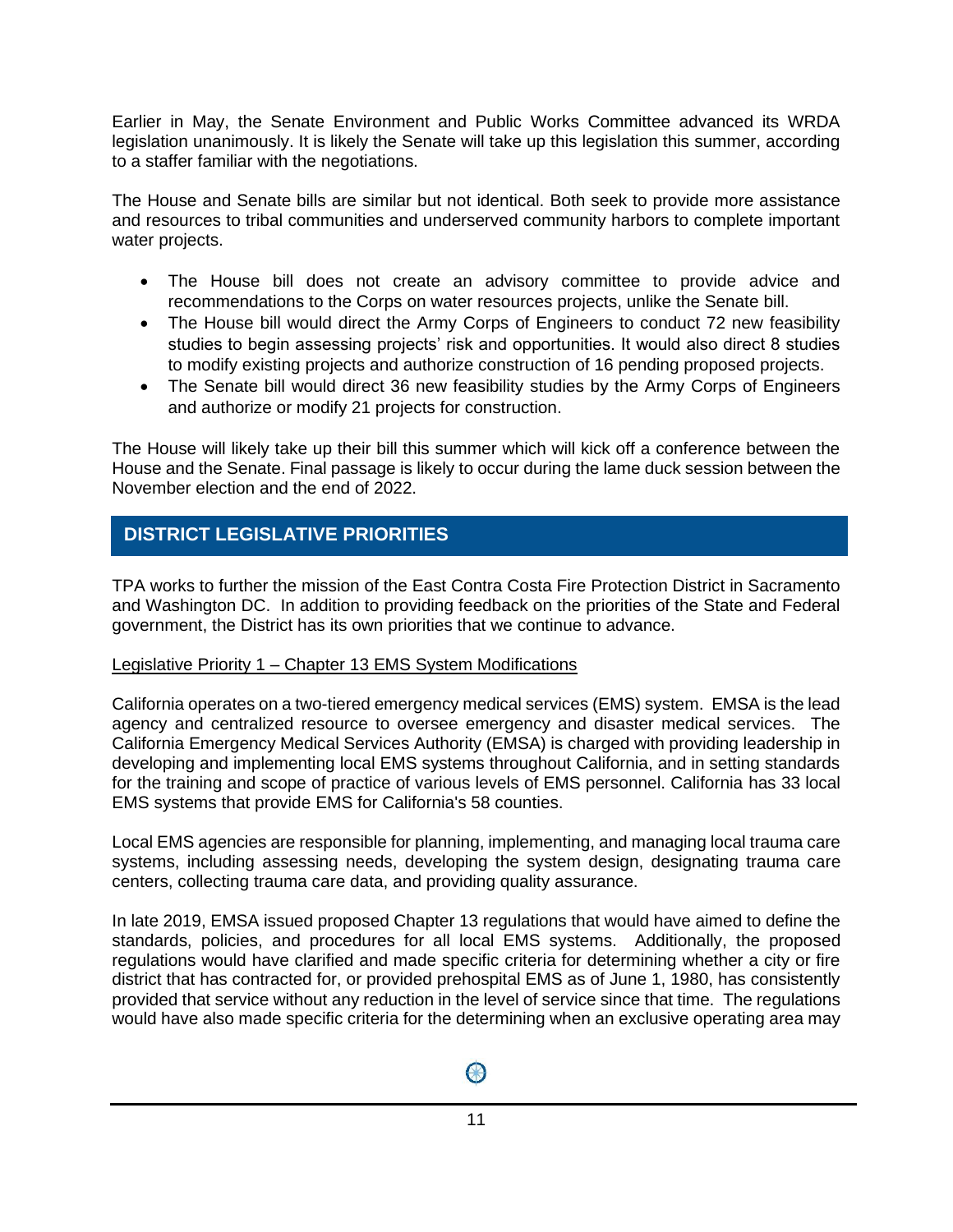Earlier in May, the Senate Environment and Public Works Committee advanced its WRDA legislation unanimously. It is likely the Senate will take up this legislation this summer, according to a staffer familiar with the negotiations.

The House and Senate bills are similar but not identical. Both seek to provide more assistance and resources to tribal communities and underserved community harbors to complete important water projects.

- The House bill does not create an advisory committee to provide advice and recommendations to the Corps on water resources projects, unlike the Senate bill.
- The House bill would direct the Army Corps of Engineers to conduct 72 new feasibility studies to begin assessing projects' risk and opportunities. It would also direct 8 studies to modify existing projects and authorize construction of 16 pending proposed projects.
- The Senate bill would direct 36 new feasibility studies by the Army Corps of Engineers and authorize or modify 21 projects for construction.

The House will likely take up their bill this summer which will kick off a conference between the House and the Senate. Final passage is likely to occur during the lame duck session between the November election and the end of 2022.

## DISTRICT LEGISLATIVE PRIORITIES

TPA works to further the mission of the East Contra Costa Fire Protection District in Sacramento and Washington DC. In addition to providing feedback on the priorities of the State and Federal government, the District has its own priorities that we continue to advance.

Legislative Priority 1 – Chapter 13 EMS System Modifications

California operates on a two-tiered emergency medical services (EMS) system. EMSA is the lead agency and centralized resource to oversee emergency and disaster medical services. The California Emergency Medical Services Authority (EMSA) is charged with providing leadership in developing and implementing local EMS systems throughout California, and in setting standards for the training and scope of practice of various levels of EMS personnel. California has 33 local EMS systems that provide EMS for California's 58 counties.

Local EMS agencies are responsible for planning, implementing, and managing local trauma care systems, including assessing needs, developing the system design, designating trauma care centers, collecting trauma care data, and providing quality assurance.

In late 2019, EMSA issued proposed Chapter 13 regulations that would have aimed to define the standards, policies, and procedures for all local EMS systems. Additionally, the proposed regulations would have clarified and made specific criteria for determining whether a city or fire district that has contracted for, or provided prehospital EMS as of June 1, 1980, has consistently provided that service without any reduction in the level of service since that time. The regulations would have also made specific criteria for the determining when an exclusive operating area may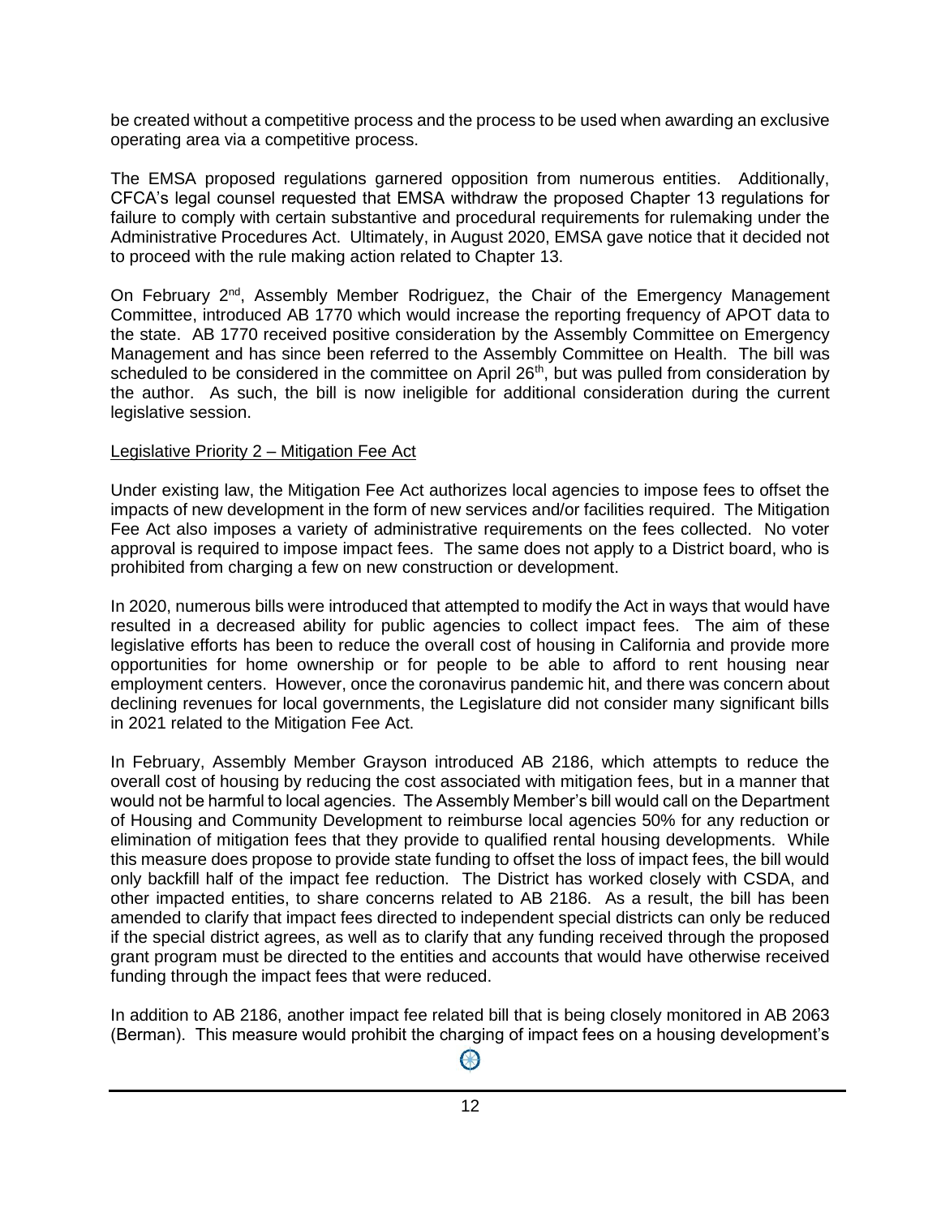be created without a competitive process and the process to be used when awarding an exclusive operating area via a competitive process.

The EMSA proposed regulations garnered opposition from numerous entities. Additionally, CFCA's legal counsel requested that EMSA withdraw the proposed Chapter 13 regulations for failure to comply with certain substantive and procedural requirements for rulemaking under the Administrative Procedures Act. Ultimately, in August 2020, EMSA gave notice that it decided not to proceed with the rule making action related to Chapter 13.

On February 2nd, Assembly Member Rodriguez, the Chair of the Emergency Management Committee, introduced AB 1770 which would increase the reporting frequency of APOT data to the state. AB 1770 received positive consideration by the Assembly Committee on Emergency Management and has since been referred to the Assembly Committee on Health. The bill was scheduled to be considered in the committee on April 26th, but was pulled from consideration by the author. As such, the bill is now ineligible for additional consideration during the current legislative session.

Legislative Priority 2 – Mitigation Fee Act

Under existing law, the Mitigation Fee Act authorizes local agencies to impose fees to offset the impacts of new development in the form of new services and/or facilities required. The Mitigation Fee Act also imposes a variety of administrative requirements on the fees collected. No voter approval is required to impose impact fees. The same does not apply to a District board, who is prohibited from charging a few on new construction or development.

In 2020, numerous bills were introduced that attempted to modify the Act in ways that would have resulted in a decreased ability for public agencies to collect impact fees. The aim of these legislative efforts has been to reduce the overall cost of housing in California and provide more opportunities for home ownership or for people to be able to afford to rent housing near employment centers. However, once the coronavirus pandemic hit, and there was concern about declining revenues for local governments, the Legislature did not consider many significant bills in 2021 related to the Mitigation Fee Act.

In February, Assembly Member Grayson introduced AB 2186, which attempts to reduce the overall cost of housing by reducing the cost associated with mitigation fees, but in a manner that would not be harmful to local agencies. The Assembly Member's bill would call on the Department of Housing and Community Development to reimburse local agencies 50% for any reduction or elimination of mitigation fees that they provide to qualified rental housing developments. While this measure does propose to provide state funding to offset the loss of impact fees, the bill would only backfill half of the impact fee reduction. The District has worked closely with CSDA, and other impacted entities, to share concerns related to AB 2186. As a result, the bill has been amended to clarify that impact fees directed to independent special districts can only be reduced if the special district agrees, as well as to clarify that any funding received through the proposed grant program must be directed to the entities and accounts that would have otherwise received funding through the impact fees that were reduced.

In addition to AB 2186, another impact fee related bill that is being closely monitored in AB 2063 (Berman). This measure would prohibit the charging of impact fees on a housing development's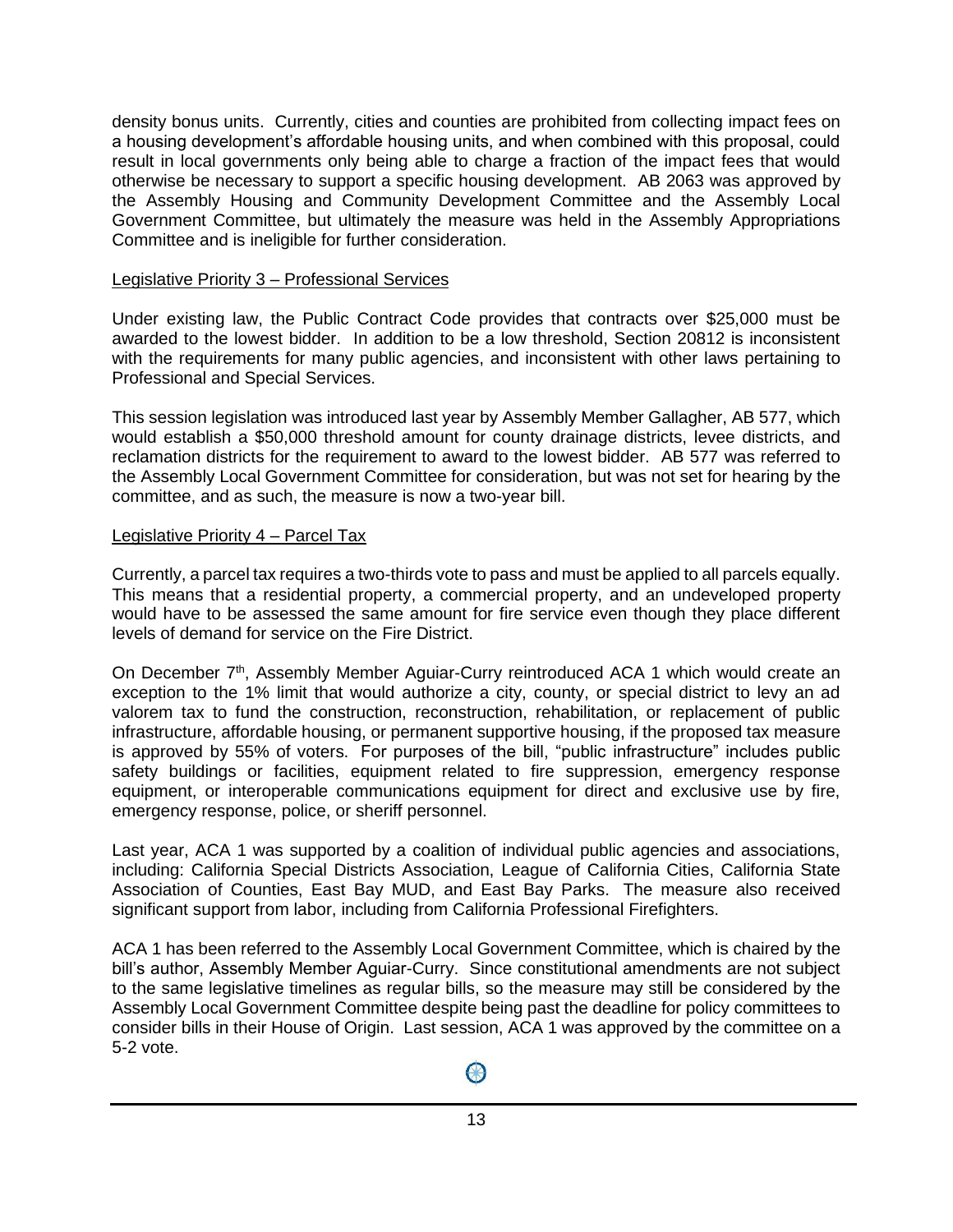density bonus units. Currently, cities and counties are prohibited from collecting impact fees on a housing development's affordable housing units, and when combined with this proposal, could result in local governments only being able to charge a fraction of the impact fees that would otherwise be necessary to support a specific housing development. AB 2063 was approved by the Assembly Housing and Community Development Committee and the Assembly Local Government Committee, but ultimately the measure was held in the Assembly Appropriations Committee and is ineligible for further consideration.

Legislative Priority 3 – Professional Services

Under existing law, the Public Contract Code provides that contracts over $25,000 must be awarded to the lowest bidder. In addition to be a low threshold, Section 20812 is inconsistent with the requirements for many public agencies, and inconsistent with other laws pertaining to Professional and Special Services.

This session legislation was introduced last year by Assembly Member Gallagher, AB 577, which would establish a $50,000 threshold amount for county drainage districts, levee districts, and reclamation districts for the requirement to award to the lowest bidder. AB 577 was referred to the Assembly Local Government Committee for consideration, but was not set for hearing by the committee, and as such, the measure is now a two-year bill.

Legislative Priority 4 – Parcel Tax

Currently, a parcel tax requires a two-thirds vote to pass and must be applied to all parcels equally. This means that a residential property, a commercial property, and an undeveloped property would have to be assessed the same amount for fire service even though they place different levels of demand for service on the Fire District.

On December 7th, Assembly Member Aguiar-Curry reintroduced ACA 1 which would create an exception to the 1% limit that would authorize a city, county, or special district to levy an ad valorem tax to fund the construction, reconstruction, rehabilitation, or replacement of public infrastructure, affordable housing, or permanent supportive housing, if the proposed tax measure is approved by 55% of voters. For purposes of the bill, "public infrastructure" includes public safety buildings or facilities, equipment related to fire suppression, emergency response equipment, or interoperable communications equipment for direct and exclusive use by fire, emergency response, police, or sheriff personnel.

Last year, ACA 1 was supported by a coalition of individual public agencies and associations, including: California Special Districts Association, League of California Cities, California State Association of Counties, East Bay MUD, and East Bay Parks. The measure also received significant support from labor, including from California Professional Firefighters.

ACA 1 has been referred to the Assembly Local Government Committee, which is chaired by the bill's author, Assembly Member Aguiar-Curry. Since constitutional amendments are not subject to the same legislative timelines as regular bills, so the measure may still be considered by the Assembly Local Government Committee despite being past the deadline for policy committees to consider bills in their House of Origin. Last session, ACA 1 was approved by the committee on a 5-2 vote.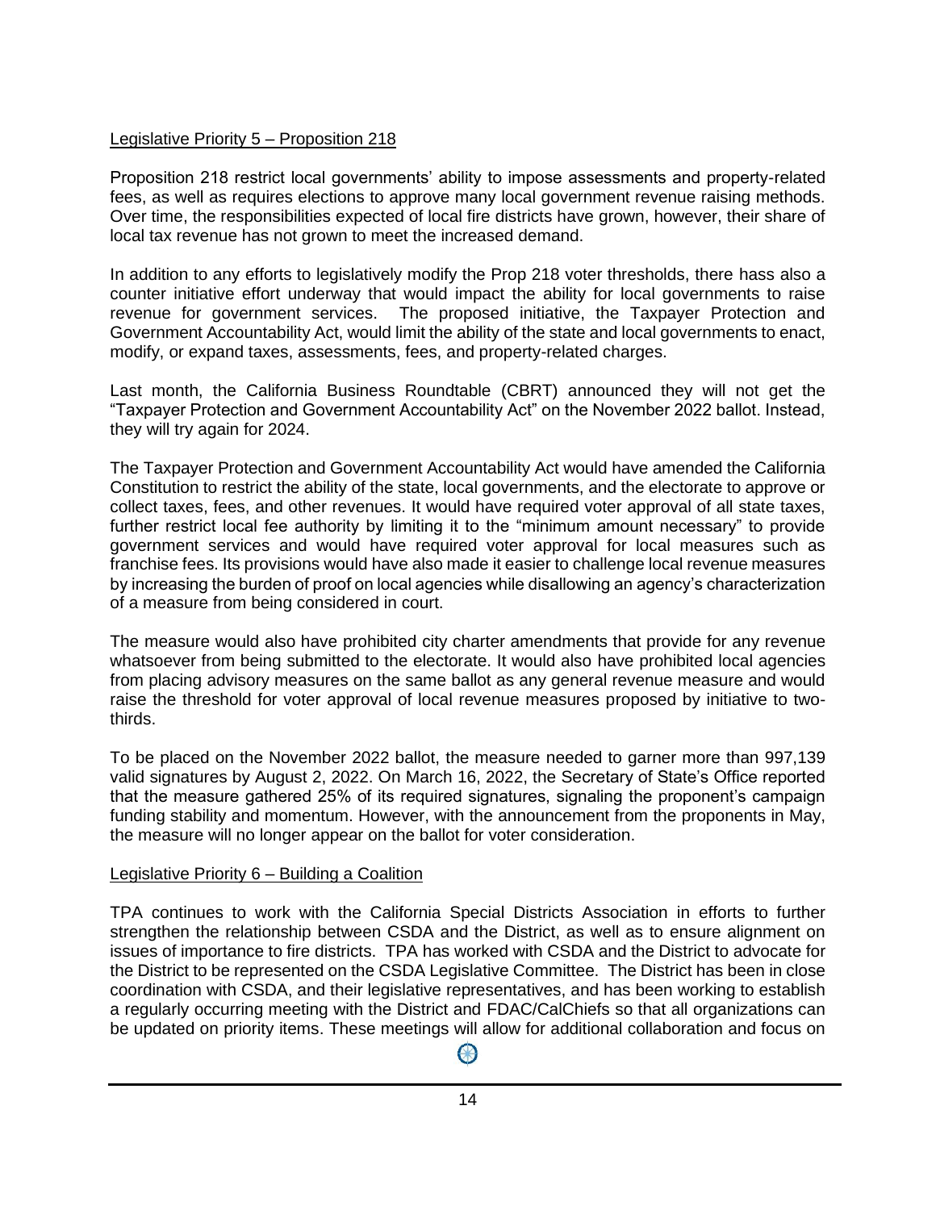Legislative Priority 5 – Proposition 218

Proposition 218 restrict local governments' ability to impose assessments and property-related fees, as well as requires elections to approve many local government revenue raising methods. Over time, the responsibilities expected of local fire districts have grown, however, their share of local tax revenue has not grown to meet the increased demand.

In addition to any efforts to legislatively modify the Prop 218 voter thresholds, there hass also a counter initiative effort underway that would impact the ability for local governments to raise revenue for government services. The proposed initiative, the Taxpayer Protection and Government Accountability Act, would limit the ability of the state and local governments to enact, modify, or expand taxes, assessments, fees, and property-related charges.

Last month, the California Business Roundtable (CBRT) announced they will not get the "Taxpayer Protection and Government Accountability Act" on the November 2022 ballot. Instead, they will try again for 2024.

The Taxpayer Protection and Government Accountability Act would have amended the California Constitution to restrict the ability of the state, local governments, and the electorate to approve or collect taxes, fees, and other revenues. It would have required voter approval of all state taxes, further restrict local fee authority by limiting it to the "minimum amount necessary" to provide government services and would have required voter approval for local measures such as franchise fees. Its provisions would have also made it easier to challenge local revenue measures by increasing the burden of proof on local agencies while disallowing an agency's characterization of a measure from being considered in court.

The measure would also have prohibited city charter amendments that provide for any revenue whatsoever from being submitted to the electorate. It would also have prohibited local agencies from placing advisory measures on the same ballot as any general revenue measure and would raise the threshold for voter approval of local revenue measures proposed by initiative to two-thirds.

To be placed on the November 2022 ballot, the measure needed to garner more than 997,139 valid signatures by August 2, 2022. On March 16, 2022, the Secretary of State's Office reported that the measure gathered 25% of its required signatures, signaling the proponent's campaign funding stability and momentum. However, with the announcement from the proponents in May, the measure will no longer appear on the ballot for voter consideration.

Legislative Priority 6 – Building a Coalition

TPA continues to work with the California Special Districts Association in efforts to further strengthen the relationship between CSDA and the District, as well as to ensure alignment on issues of importance to fire districts. TPA has worked with CSDA and the District to advocate for the District to be represented on the CSDA Legislative Committee. The District has been in close coordination with CSDA, and their legislative representatives, and has been working to establish a regularly occurring meeting with the District and FDAC/CalChiefs so that all organizations can be updated on priority items. These meetings will allow for additional collaboration and focus on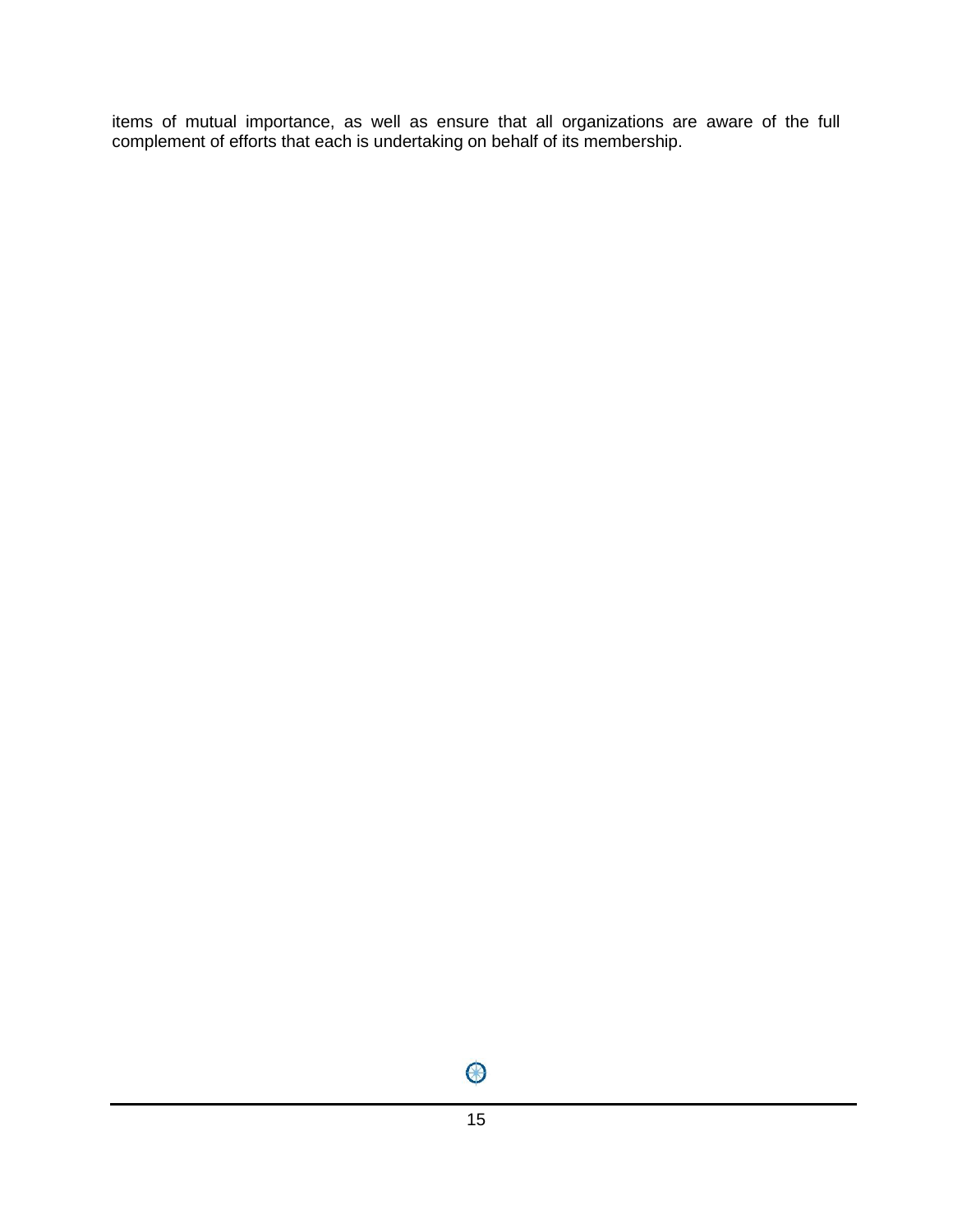items of mutual importance, as well as ensure that all organizations are aware of the full complement of efforts that each is undertaking on behalf of its membership.